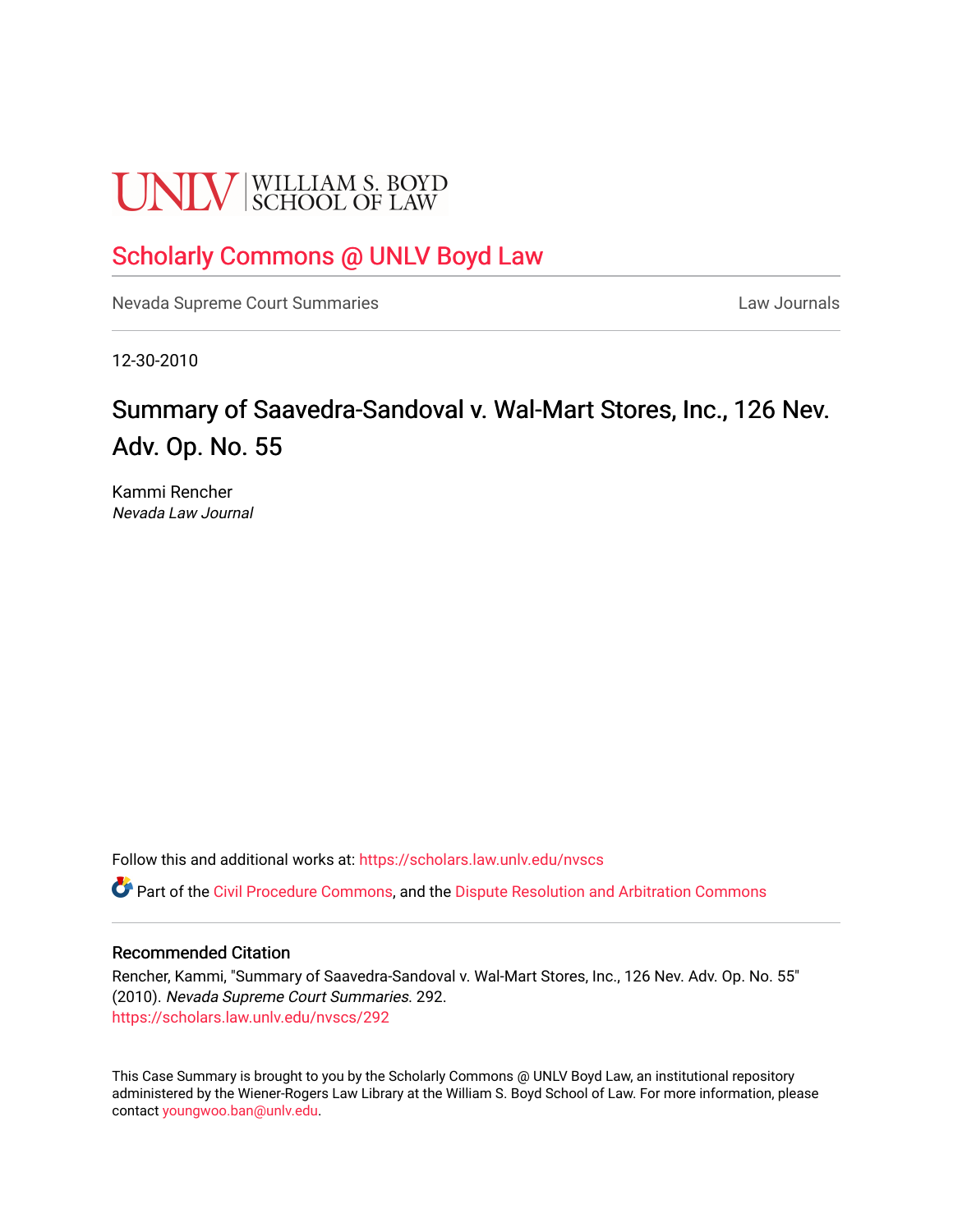UNLV | WILLIAM S. BOYD SCHOOL OF LAW

# Scholarly Commons @ UNLV Boyd Law

Nevada Supreme Court Summaries

Law Journals

12-30-2010

## Summary of Saavedra-Sandoval v. Wal-Mart Stores, Inc., 126 Nev. Adv. Op. No. 55

Kammi Rencher
*Nevada Law Journal*

Follow this and additional works at: https://scholars.law.unlv.edu/nvscs

Part of the Civil Procedure Commons, and the Dispute Resolution and Arbitration Commons

### Recommended Citation

Rencher, Kammi, "Summary of Saavedra-Sandoval v. Wal-Mart Stores, Inc., 126 Nev. Adv. Op. No. 55" (2010). *Nevada Supreme Court Summaries*. 292.
https://scholars.law.unlv.edu/nvscs/292

This Case Summary is brought to you by the Scholarly Commons @ UNLV Boyd Law, an institutional repository administered by the Wiener-Rogers Law Library at the William S. Boyd School of Law. For more information, please contact youngwoo.ban@unlv.edu.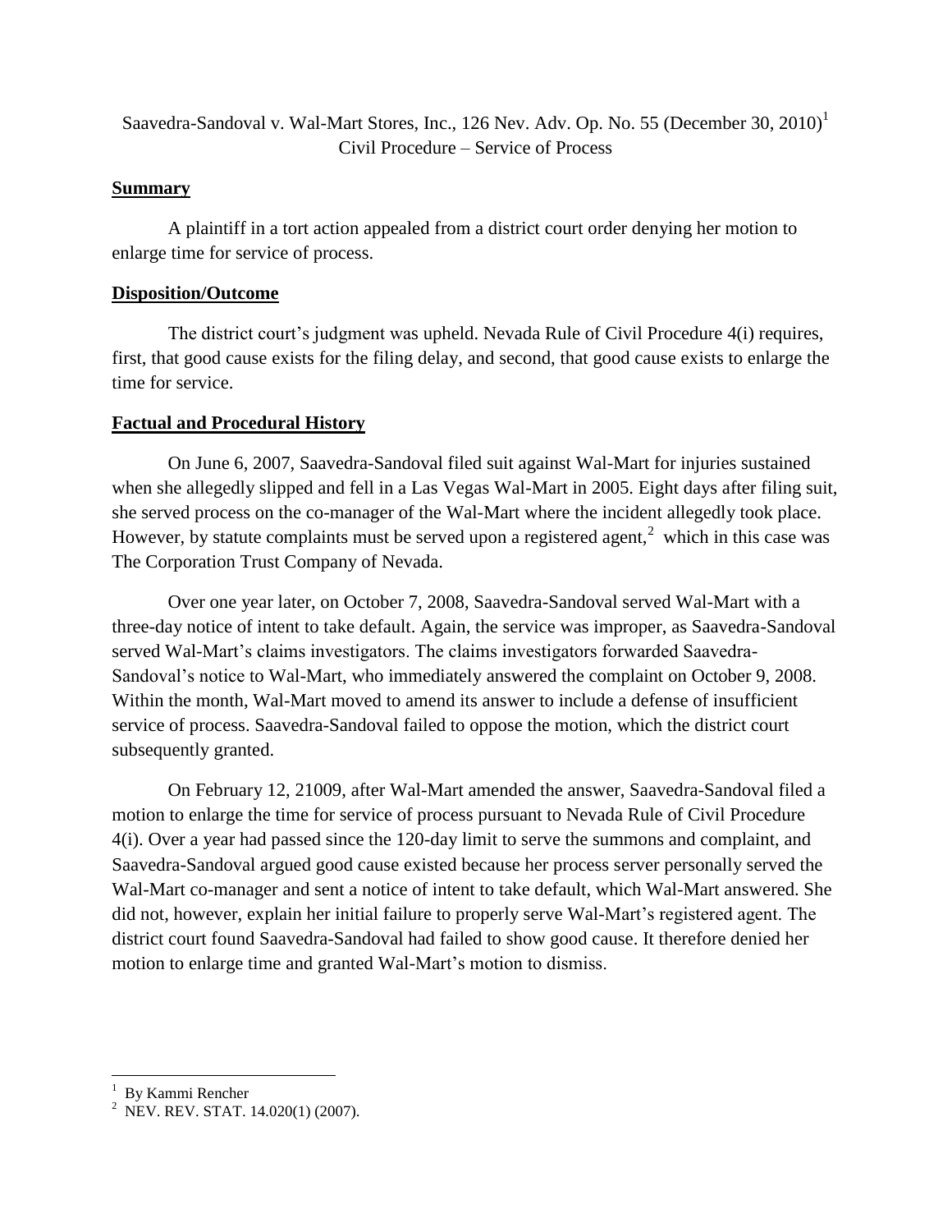Saavedra-Sandoval v. Wal-Mart Stores, Inc., 126 Nev. Adv. Op. No. 55 (December 30, 2010)[1]
Civil Procedure – Service of Process

**Summary**

A plaintiff in a tort action appealed from a district court order denying her motion to enlarge time for service of process.

**Disposition/Outcome**

The district court's judgment was upheld. Nevada Rule of Civil Procedure 4(i) requires, first, that good cause exists for the filing delay, and second, that good cause exists to enlarge the time for service.

**Factual and Procedural History**

On June 6, 2007, Saavedra-Sandoval filed suit against Wal-Mart for injuries sustained when she allegedly slipped and fell in a Las Vegas Wal-Mart in 2005. Eight days after filing suit, she served process on the co-manager of the Wal-Mart where the incident allegedly took place. However, by statute complaints must be served upon a registered agent,[2] which in this case was The Corporation Trust Company of Nevada.

Over one year later, on October 7, 2008, Saavedra-Sandoval served Wal-Mart with a three-day notice of intent to take default. Again, the service was improper, as Saavedra-Sandoval served Wal-Mart's claims investigators. The claims investigators forwarded Saavedra-Sandoval's notice to Wal-Mart, who immediately answered the complaint on October 9, 2008. Within the month, Wal-Mart moved to amend its answer to include a defense of insufficient service of process. Saavedra-Sandoval failed to oppose the motion, which the district court subsequently granted.

On February 12, 21009, after Wal-Mart amended the answer, Saavedra-Sandoval filed a motion to enlarge the time for service of process pursuant to Nevada Rule of Civil Procedure 4(i). Over a year had passed since the 120-day limit to serve the summons and complaint, and Saavedra-Sandoval argued good cause existed because her process server personally served the Wal-Mart co-manager and sent a notice of intent to take default, which Wal-Mart answered. She did not, however, explain her initial failure to properly serve Wal-Mart's registered agent. The district court found Saavedra-Sandoval had failed to show good cause. It therefore denied her motion to enlarge time and granted Wal-Mart's motion to dismiss.

---

[1] By Kammi Rencher

[2] NEV. REV. STAT. 14.020(1) (2007).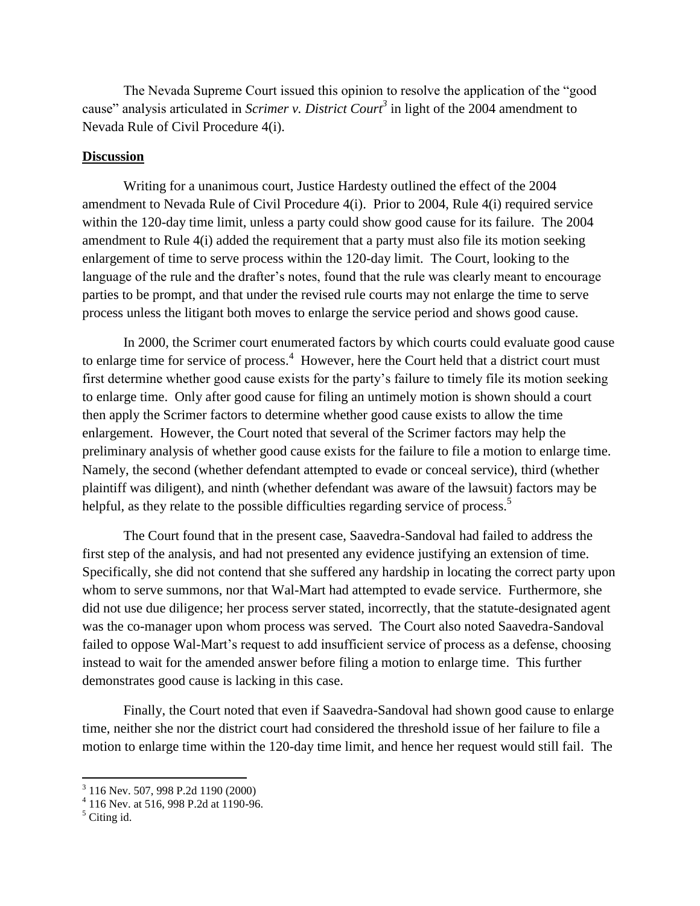The Nevada Supreme Court issued this opinion to resolve the application of the "good cause" analysis articulated in *Scrimer v. District Court*[3] in light of the 2004 amendment to Nevada Rule of Civil Procedure 4(i).

**Discussion**

Writing for a unanimous court, Justice Hardesty outlined the effect of the 2004 amendment to Nevada Rule of Civil Procedure 4(i). Prior to 2004, Rule 4(i) required service within the 120-day time limit, unless a party could show good cause for its failure. The 2004 amendment to Rule 4(i) added the requirement that a party must also file its motion seeking enlargement of time to serve process within the 120-day limit. The Court, looking to the language of the rule and the drafter's notes, found that the rule was clearly meant to encourage parties to be prompt, and that under the revised rule courts may not enlarge the time to serve process unless the litigant both moves to enlarge the service period and shows good cause.

In 2000, the Scrimer court enumerated factors by which courts could evaluate good cause to enlarge time for service of process.[4] However, here the Court held that a district court must first determine whether good cause exists for the party's failure to timely file its motion seeking to enlarge time. Only after good cause for filing an untimely motion is shown should a court then apply the Scrimer factors to determine whether good cause exists to allow the time enlargement. However, the Court noted that several of the Scrimer factors may help the preliminary analysis of whether good cause exists for the failure to file a motion to enlarge time. Namely, the second (whether defendant attempted to evade or conceal service), third (whether plaintiff was diligent), and ninth (whether defendant was aware of the lawsuit) factors may be helpful, as they relate to the possible difficulties regarding service of process.[5]

The Court found that in the present case, Saavedra-Sandoval had failed to address the first step of the analysis, and had not presented any evidence justifying an extension of time. Specifically, she did not contend that she suffered any hardship in locating the correct party upon whom to serve summons, nor that Wal-Mart had attempted to evade service. Furthermore, she did not use due diligence; her process server stated, incorrectly, that the statute-designated agent was the co-manager upon whom process was served. The Court also noted Saavedra-Sandoval failed to oppose Wal-Mart's request to add insufficient service of process as a defense, choosing instead to wait for the amended answer before filing a motion to enlarge time. This further demonstrates good cause is lacking in this case.

Finally, the Court noted that even if Saavedra-Sandoval had shown good cause to enlarge time, neither she nor the district court had considered the threshold issue of her failure to file a motion to enlarge time within the 120-day time limit, and hence her request would still fail. The

---

[3] 116 Nev. 507, 998 P.2d 1190 (2000)

[4] 116 Nev. at 516, 998 P.2d at 1190-96.

[5] Citing id.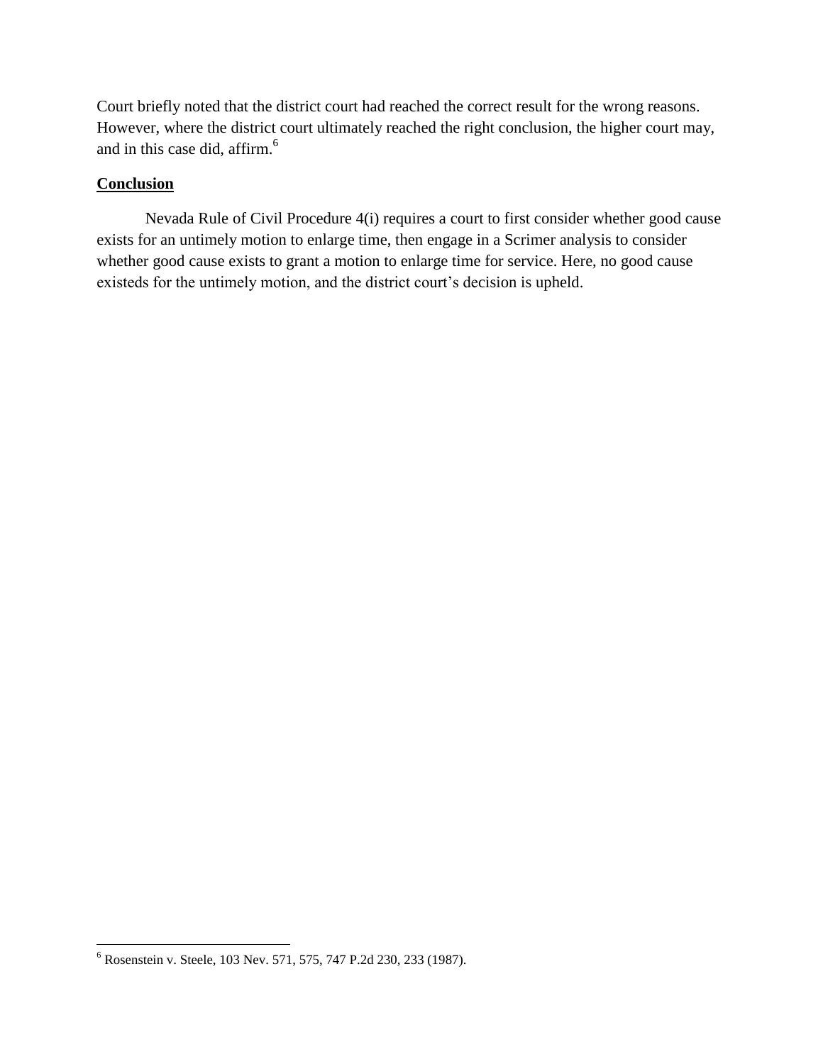Court briefly noted that the district court had reached the correct result for the wrong reasons. However, where the district court ultimately reached the right conclusion, the higher court may, and in this case did, affirm.[6]

**Conclusion**

Nevada Rule of Civil Procedure 4(i) requires a court to first consider whether good cause exists for an untimely motion to enlarge time, then engage in a Scrimer analysis to consider whether good cause exists to grant a motion to enlarge time for service. Here, no good cause existeds for the untimely motion, and the district court's decision is upheld.

---

[6] Rosenstein v. Steele, 103 Nev. 571, 575, 747 P.2d 230, 233 (1987).